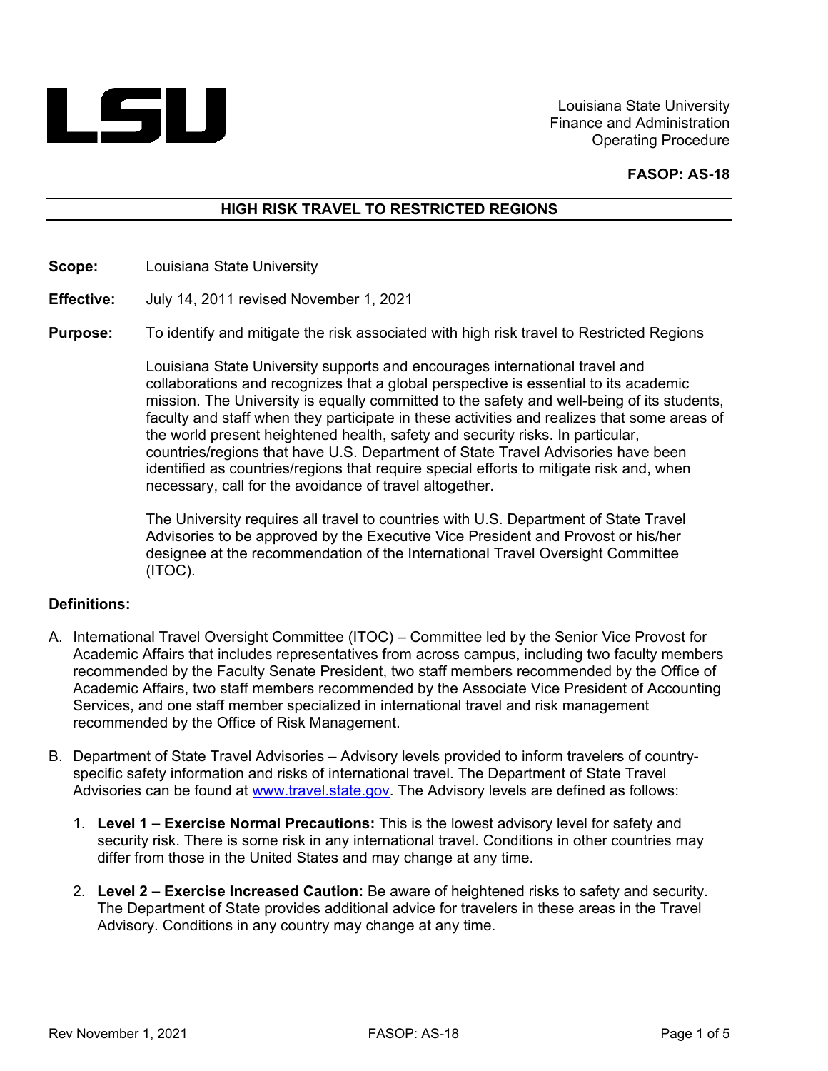Louisiana State University
Finance and Administration
Operating Procedure

**FASOP: AS-18**

# HIGH RISK TRAVEL TO RESTRICTED REGIONS

**Scope:** Louisiana State University

**Effective:** July 14, 2011 revised November 1, 2021

**Purpose:** To identify and mitigate the risk associated with high risk travel to Restricted Regions

Louisiana State University supports and encourages international travel and collaborations and recognizes that a global perspective is essential to its academic mission. The University is equally committed to the safety and well-being of its students, faculty and staff when they participate in these activities and realizes that some areas of the world present heightened health, safety and security risks. In particular, countries/regions that have U.S. Department of State Travel Advisories have been identified as countries/regions that require special efforts to mitigate risk and, when necessary, call for the avoidance of travel altogether.

The University requires all travel to countries with U.S. Department of State Travel Advisories to be approved by the Executive Vice President and Provost or his/her designee at the recommendation of the International Travel Oversight Committee (ITOC).

**Definitions:**

A. International Travel Oversight Committee (ITOC) – Committee led by the Senior Vice Provost for Academic Affairs that includes representatives from across campus, including two faculty members recommended by the Faculty Senate President, two staff members recommended by the Office of Academic Affairs, two staff members recommended by the Associate Vice President of Accounting Services, and one staff member specialized in international travel and risk management recommended by the Office of Risk Management.

B. Department of State Travel Advisories – Advisory levels provided to inform travelers of country-specific safety information and risks of international travel. The Department of State Travel Advisories can be found at www.travel.state.gov. The Advisory levels are defined as follows:

   1. **Level 1 – Exercise Normal Precautions:** This is the lowest advisory level for safety and security risk. There is some risk in any international travel. Conditions in other countries may differ from those in the United States and may change at any time.

   2. **Level 2 – Exercise Increased Caution:** Be aware of heightened risks to safety and security. The Department of State provides additional advice for travelers in these areas in the Travel Advisory. Conditions in any country may change at any time.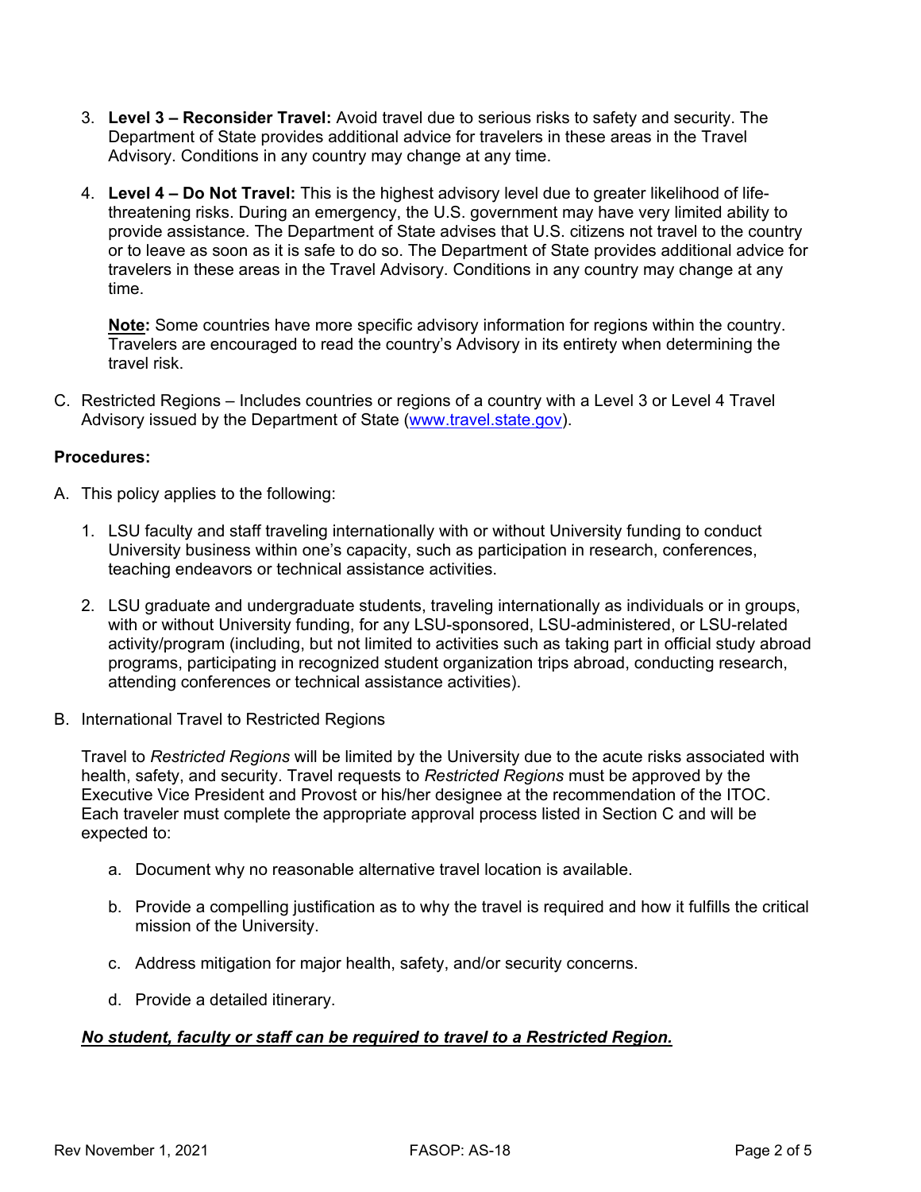3. **Level 3 – Reconsider Travel:** Avoid travel due to serious risks to safety and security. The Department of State provides additional advice for travelers in these areas in the Travel Advisory. Conditions in any country may change at any time.

4. **Level 4 – Do Not Travel:** This is the highest advisory level due to greater likelihood of life-threatening risks. During an emergency, the U.S. government may have very limited ability to provide assistance. The Department of State advises that U.S. citizens not travel to the country or to leave as soon as it is safe to do so. The Department of State provides additional advice for travelers in these areas in the Travel Advisory. Conditions in any country may change at any time.

   **Note:** Some countries have more specific advisory information for regions within the country. Travelers are encouraged to read the country's Advisory in its entirety when determining the travel risk.

C. Restricted Regions – Includes countries or regions of a country with a Level 3 or Level 4 Travel Advisory issued by the Department of State (www.travel.state.gov).

**Procedures:**

A. This policy applies to the following:

1. LSU faculty and staff traveling internationally with or without University funding to conduct University business within one's capacity, such as participation in research, conferences, teaching endeavors or technical assistance activities.

2. LSU graduate and undergraduate students, traveling internationally as individuals or in groups, with or without University funding, for any LSU-sponsored, LSU-administered, or LSU-related activity/program (including, but not limited to activities such as taking part in official study abroad programs, participating in recognized student organization trips abroad, conducting research, attending conferences or technical assistance activities).

B. International Travel to Restricted Regions

Travel to *Restricted Regions* will be limited by the University due to the acute risks associated with health, safety, and security. Travel requests to *Restricted Regions* must be approved by the Executive Vice President and Provost or his/her designee at the recommendation of the ITOC. Each traveler must complete the appropriate approval process listed in Section C and will be expected to:

a. Document why no reasonable alternative travel location is available.

b. Provide a compelling justification as to why the travel is required and how it fulfills the critical mission of the University.

c. Address mitigation for major health, safety, and/or security concerns.

d. Provide a detailed itinerary.

***No student, faculty or staff can be required to travel to a Restricted Region.***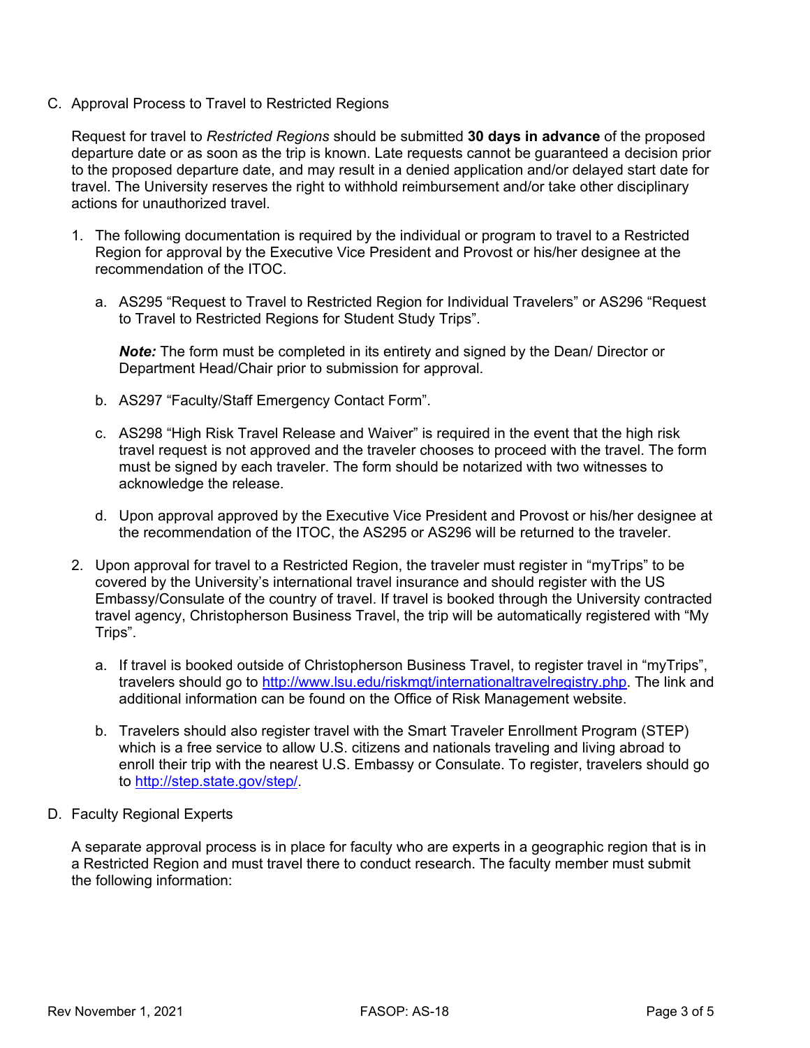C. Approval Process to Travel to Restricted Regions

Request for travel to *Restricted Regions* should be submitted **30 days in advance** of the proposed departure date or as soon as the trip is known. Late requests cannot be guaranteed a decision prior to the proposed departure date, and may result in a denied application and/or delayed start date for travel. The University reserves the right to withhold reimbursement and/or take other disciplinary actions for unauthorized travel.

1. The following documentation is required by the individual or program to travel to a Restricted Region for approval by the Executive Vice President and Provost or his/her designee at the recommendation of the ITOC.

   a. AS295 "Request to Travel to Restricted Region for Individual Travelers" or AS296 "Request to Travel to Restricted Regions for Student Study Trips".

      ***Note:*** The form must be completed in its entirety and signed by the Dean/ Director or Department Head/Chair prior to submission for approval.

   b. AS297 "Faculty/Staff Emergency Contact Form".

   c. AS298 "High Risk Travel Release and Waiver" is required in the event that the high risk travel request is not approved and the traveler chooses to proceed with the travel. The form must be signed by each traveler. The form should be notarized with two witnesses to acknowledge the release.

   d. Upon approval approved by the Executive Vice President and Provost or his/her designee at the recommendation of the ITOC, the AS295 or AS296 will be returned to the traveler.

2. Upon approval for travel to a Restricted Region, the traveler must register in "myTrips" to be covered by the University's international travel insurance and should register with the US Embassy/Consulate of the country of travel. If travel is booked through the University contracted travel agency, Christopherson Business Travel, the trip will be automatically registered with "My Trips".

   a. If travel is booked outside of Christopherson Business Travel, to register travel in "myTrips", travelers should go to [http://www.lsu.edu/riskmgt/internationaltravelregistry.php](http://www.lsu.edu/riskmgt/internationaltravelregistry.php). The link and additional information can be found on the Office of Risk Management website.

   b. Travelers should also register travel with the Smart Traveler Enrollment Program (STEP) which is a free service to allow U.S. citizens and nationals traveling and living abroad to enroll their trip with the nearest U.S. Embassy or Consulate. To register, travelers should go to [http://step.state.gov/step/](http://step.state.gov/step/).

D. Faculty Regional Experts

A separate approval process is in place for faculty who are experts in a geographic region that is in a Restricted Region and must travel there to conduct research. The faculty member must submit the following information: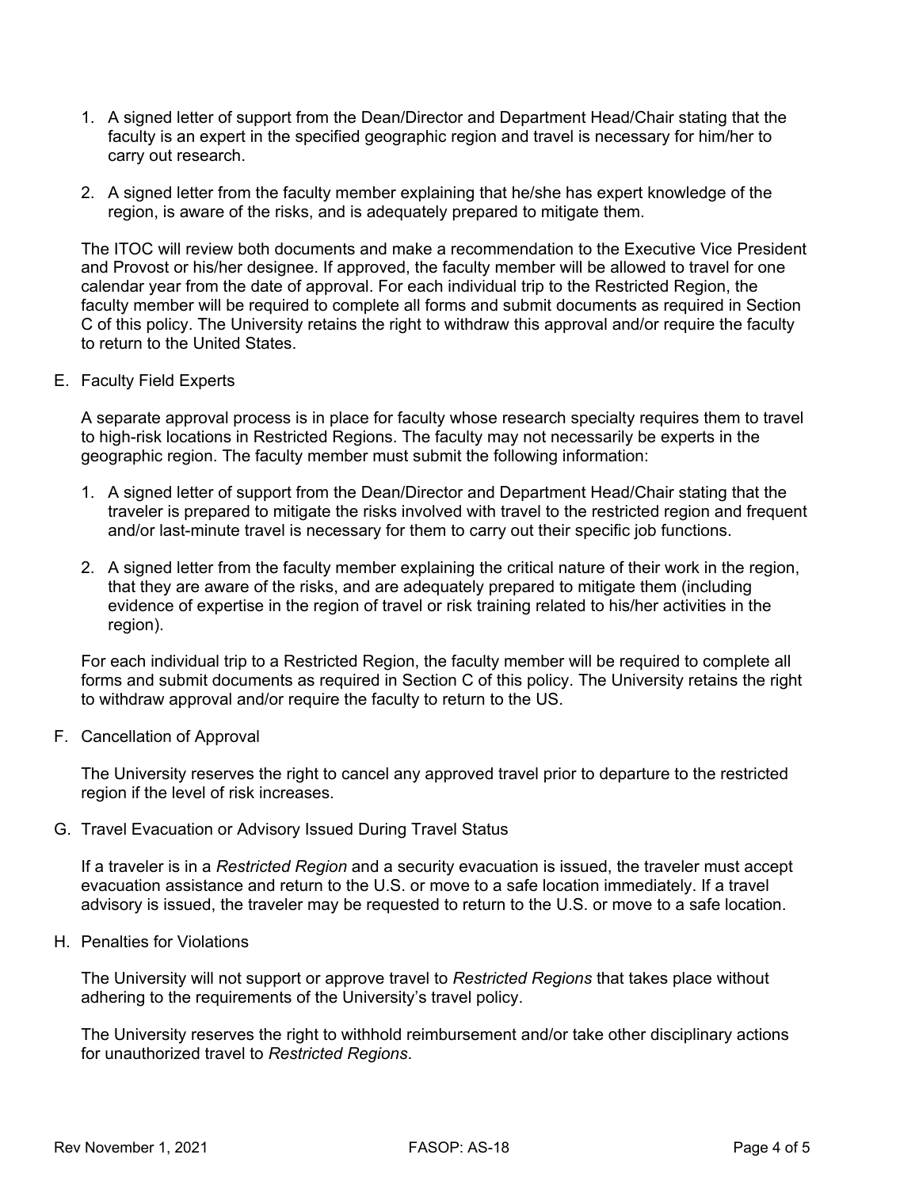1. A signed letter of support from the Dean/Director and Department Head/Chair stating that the faculty is an expert in the specified geographic region and travel is necessary for him/her to carry out research.

2. A signed letter from the faculty member explaining that he/she has expert knowledge of the region, is aware of the risks, and is adequately prepared to mitigate them.

The ITOC will review both documents and make a recommendation to the Executive Vice President and Provost or his/her designee. If approved, the faculty member will be allowed to travel for one calendar year from the date of approval. For each individual trip to the Restricted Region, the faculty member will be required to complete all forms and submit documents as required in Section C of this policy. The University retains the right to withdraw this approval and/or require the faculty to return to the United States.

E. Faculty Field Experts

A separate approval process is in place for faculty whose research specialty requires them to travel to high-risk locations in Restricted Regions. The faculty may not necessarily be experts in the geographic region. The faculty member must submit the following information:

1. A signed letter of support from the Dean/Director and Department Head/Chair stating that the traveler is prepared to mitigate the risks involved with travel to the restricted region and frequent and/or last-minute travel is necessary for them to carry out their specific job functions.

2. A signed letter from the faculty member explaining the critical nature of their work in the region, that they are aware of the risks, and are adequately prepared to mitigate them (including evidence of expertise in the region of travel or risk training related to his/her activities in the region).

For each individual trip to a Restricted Region, the faculty member will be required to complete all forms and submit documents as required in Section C of this policy. The University retains the right to withdraw approval and/or require the faculty to return to the US.

F. Cancellation of Approval

The University reserves the right to cancel any approved travel prior to departure to the restricted region if the level of risk increases.

G. Travel Evacuation or Advisory Issued During Travel Status

If a traveler is in a *Restricted Region* and a security evacuation is issued, the traveler must accept evacuation assistance and return to the U.S. or move to a safe location immediately. If a travel advisory is issued, the traveler may be requested to return to the U.S. or move to a safe location.

H. Penalties for Violations

The University will not support or approve travel to *Restricted Regions* that takes place without adhering to the requirements of the University's travel policy.

The University reserves the right to withhold reimbursement and/or take other disciplinary actions for unauthorized travel to *Restricted Regions*.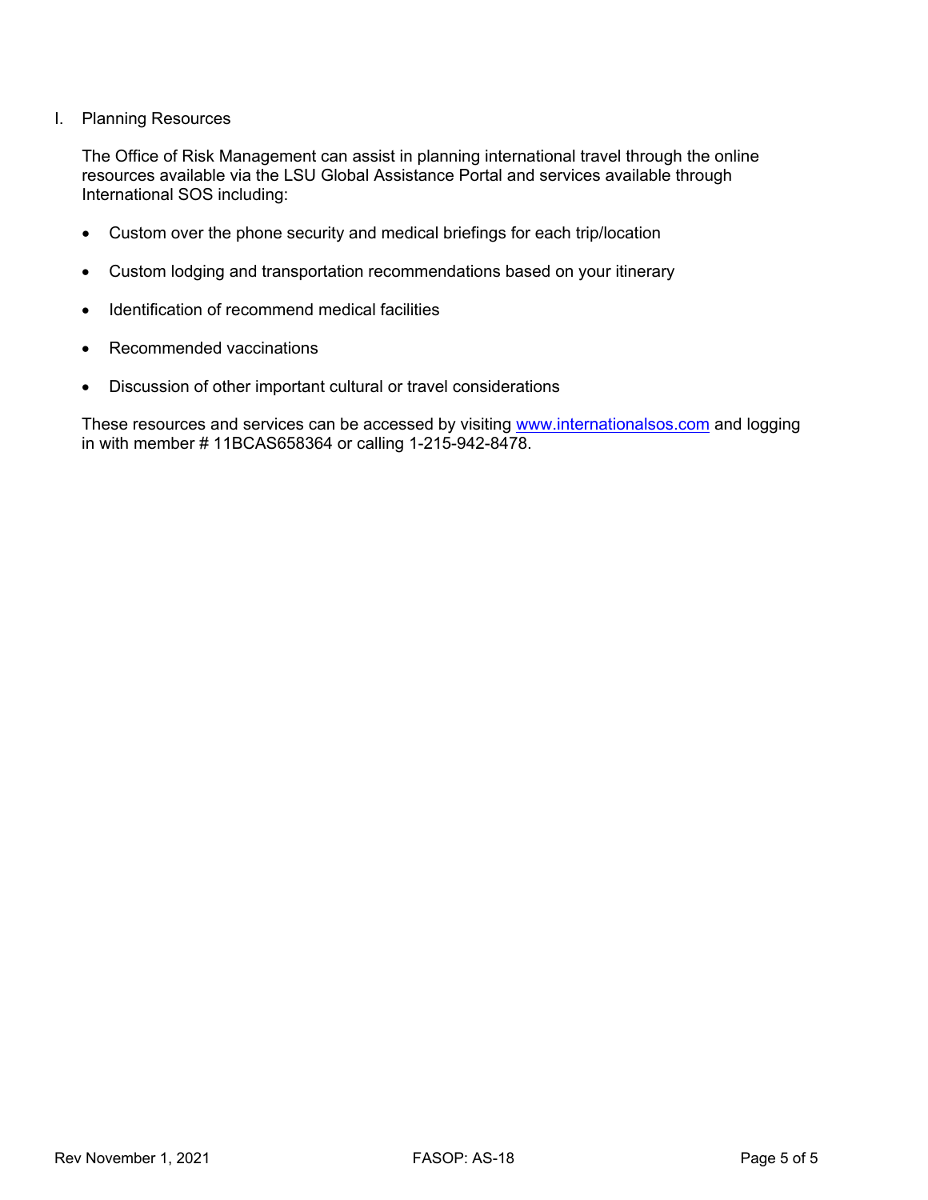## I. Planning Resources

The Office of Risk Management can assist in planning international travel through the online resources available via the LSU Global Assistance Portal and services available through International SOS including:

- Custom over the phone security and medical briefings for each trip/location
- Custom lodging and transportation recommendations based on your itinerary
- Identification of recommend medical facilities
- Recommended vaccinations
- Discussion of other important cultural or travel considerations

These resources and services can be accessed by visiting www.internationalsos.com and logging in with member # 11BCAS658364 or calling 1-215-942-8478.